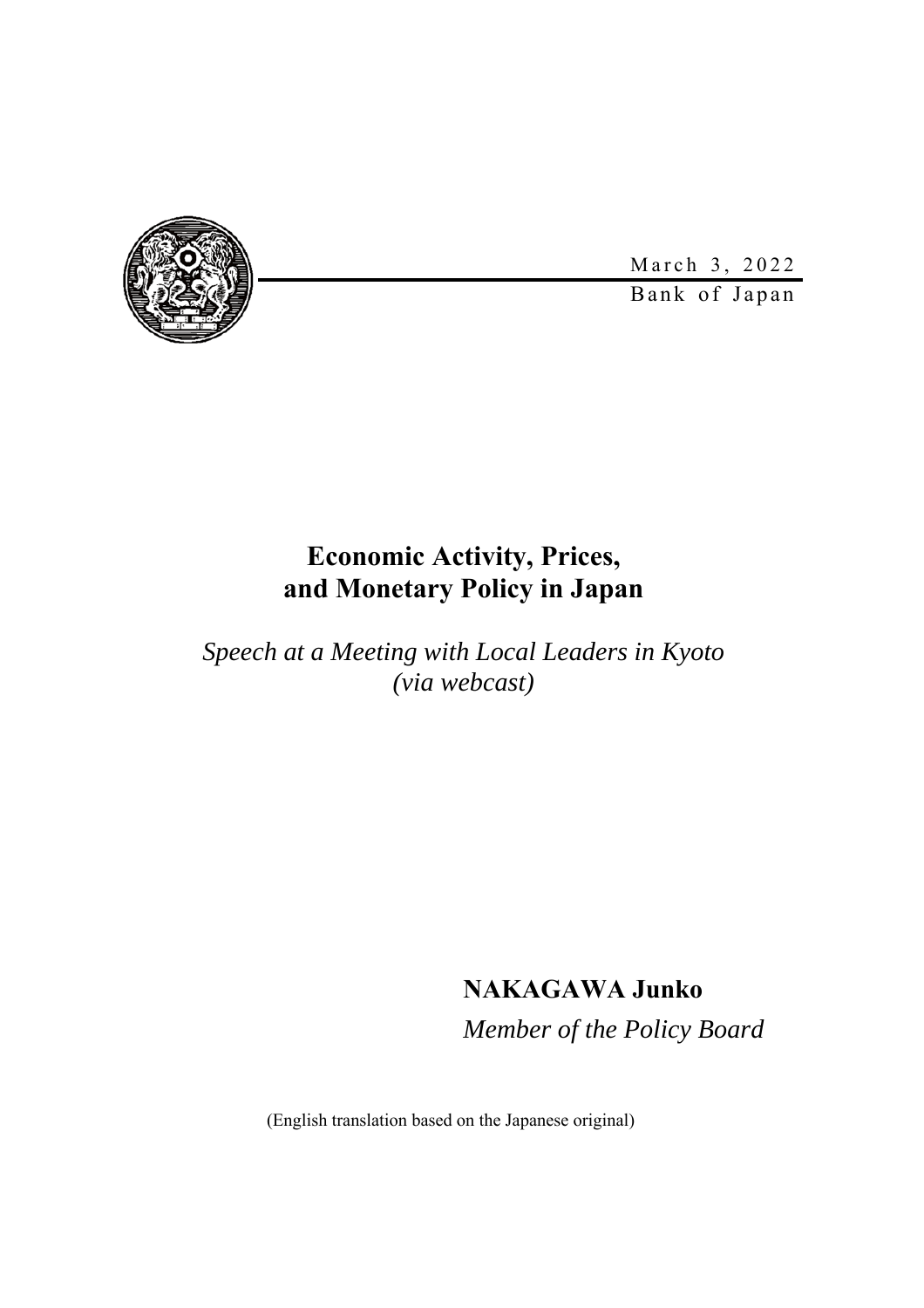March 3, 2022

Bank of Japan

# Economic Activity, Prices, and Monetary Policy in Japan

*Speech at a Meeting with Local Leaders in Kyoto (via webcast)*

**NAKAGAWA Junko**

*Member of the Policy Board*

(English translation based on the Japanese original)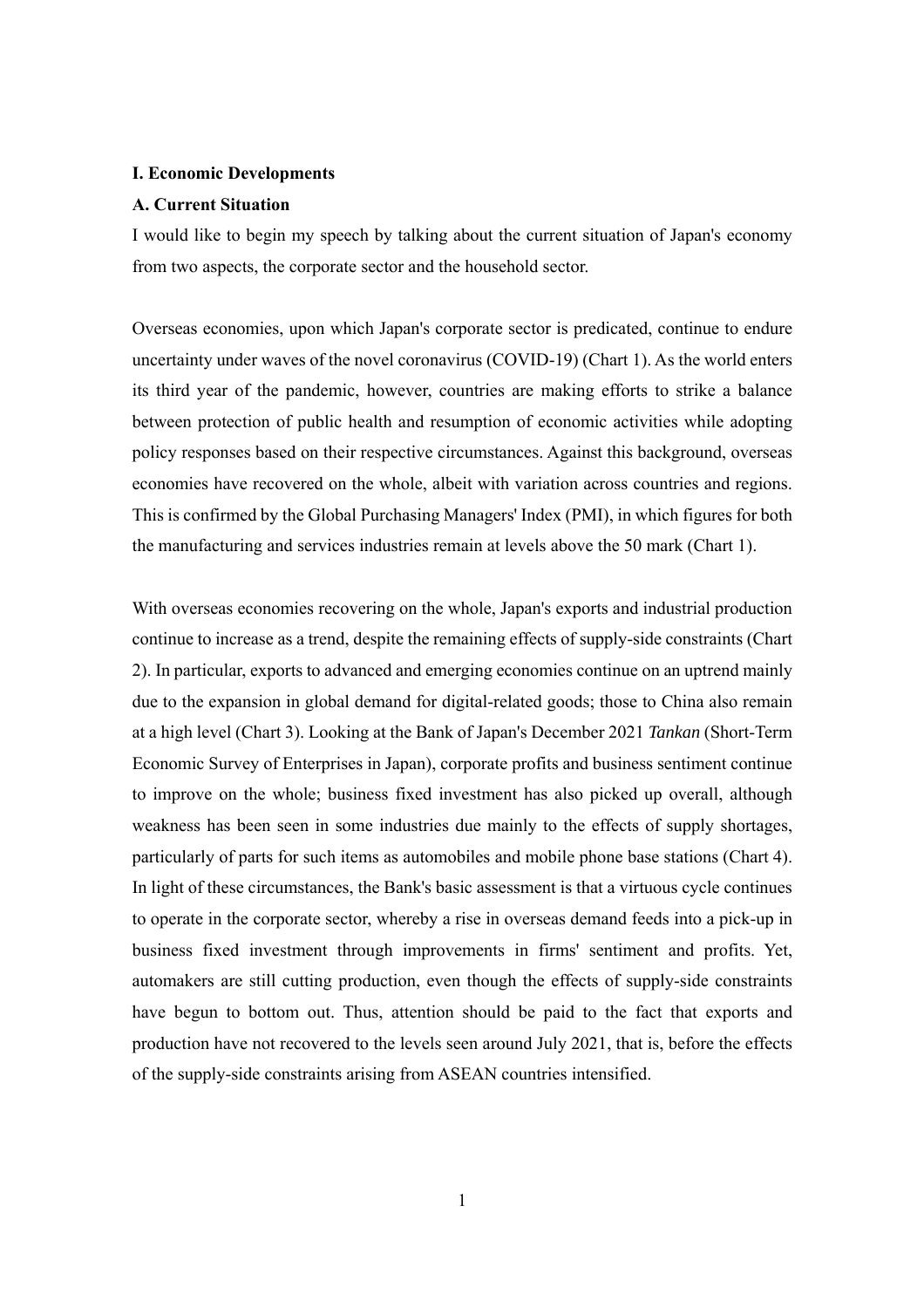## I. Economic Developments

### A. Current Situation

I would like to begin my speech by talking about the current situation of Japan's economy from two aspects, the corporate sector and the household sector.

Overseas economies, upon which Japan's corporate sector is predicated, continue to endure uncertainty under waves of the novel coronavirus (COVID-19) (Chart 1). As the world enters its third year of the pandemic, however, countries are making efforts to strike a balance between protection of public health and resumption of economic activities while adopting policy responses based on their respective circumstances. Against this background, overseas economies have recovered on the whole, albeit with variation across countries and regions. This is confirmed by the Global Purchasing Managers' Index (PMI), in which figures for both the manufacturing and services industries remain at levels above the 50 mark (Chart 1).

With overseas economies recovering on the whole, Japan's exports and industrial production continue to increase as a trend, despite the remaining effects of supply-side constraints (Chart 2). In particular, exports to advanced and emerging economies continue on an uptrend mainly due to the expansion in global demand for digital-related goods; those to China also remain at a high level (Chart 3). Looking at the Bank of Japan's December 2021 *Tankan* (Short-Term Economic Survey of Enterprises in Japan), corporate profits and business sentiment continue to improve on the whole; business fixed investment has also picked up overall, although weakness has been seen in some industries due mainly to the effects of supply shortages, particularly of parts for such items as automobiles and mobile phone base stations (Chart 4). In light of these circumstances, the Bank's basic assessment is that a virtuous cycle continues to operate in the corporate sector, whereby a rise in overseas demand feeds into a pick-up in business fixed investment through improvements in firms' sentiment and profits. Yet, automakers are still cutting production, even though the effects of supply-side constraints have begun to bottom out. Thus, attention should be paid to the fact that exports and production have not recovered to the levels seen around July 2021, that is, before the effects of the supply-side constraints arising from ASEAN countries intensified.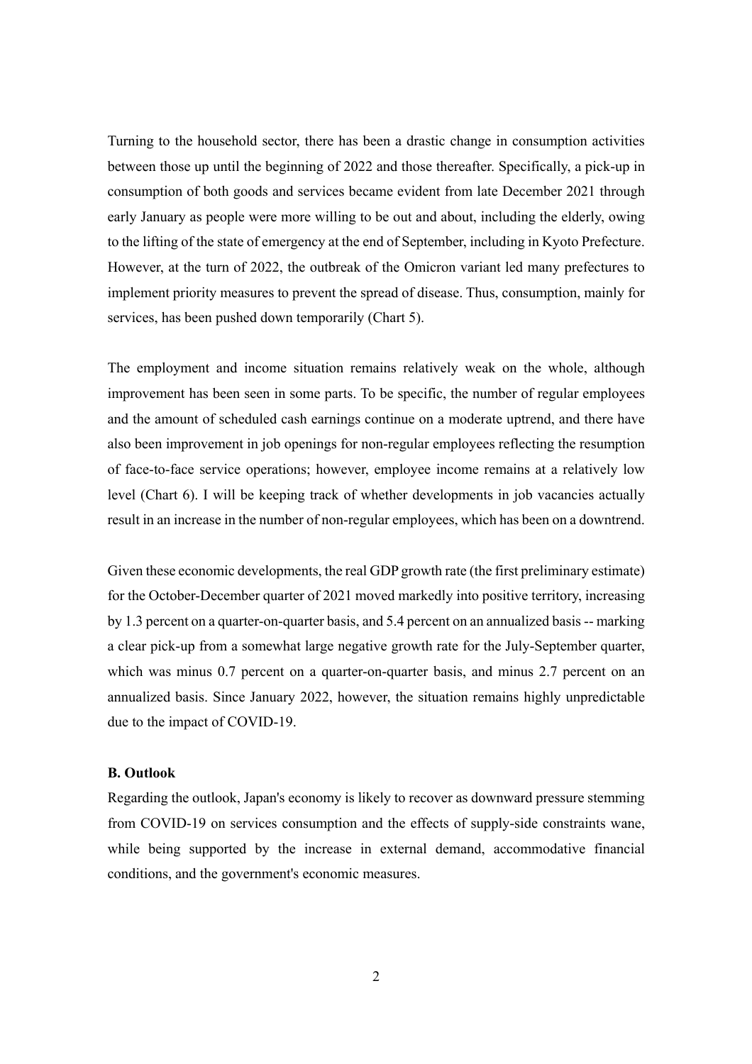Turning to the household sector, there has been a drastic change in consumption activities between those up until the beginning of 2022 and those thereafter. Specifically, a pick-up in consumption of both goods and services became evident from late December 2021 through early January as people were more willing to be out and about, including the elderly, owing to the lifting of the state of emergency at the end of September, including in Kyoto Prefecture. However, at the turn of 2022, the outbreak of the Omicron variant led many prefectures to implement priority measures to prevent the spread of disease. Thus, consumption, mainly for services, has been pushed down temporarily (Chart 5).

The employment and income situation remains relatively weak on the whole, although improvement has been seen in some parts. To be specific, the number of regular employees and the amount of scheduled cash earnings continue on a moderate uptrend, and there have also been improvement in job openings for non-regular employees reflecting the resumption of face-to-face service operations; however, employee income remains at a relatively low level (Chart 6). I will be keeping track of whether developments in job vacancies actually result in an increase in the number of non-regular employees, which has been on a downtrend.

Given these economic developments, the real GDP growth rate (the first preliminary estimate) for the October-December quarter of 2021 moved markedly into positive territory, increasing by 1.3 percent on a quarter-on-quarter basis, and 5.4 percent on an annualized basis -- marking a clear pick-up from a somewhat large negative growth rate for the July-September quarter, which was minus 0.7 percent on a quarter-on-quarter basis, and minus 2.7 percent on an annualized basis. Since January 2022, however, the situation remains highly unpredictable due to the impact of COVID-19.

**B. Outlook**

Regarding the outlook, Japan's economy is likely to recover as downward pressure stemming from COVID-19 on services consumption and the effects of supply-side constraints wane, while being supported by the increase in external demand, accommodative financial conditions, and the government's economic measures.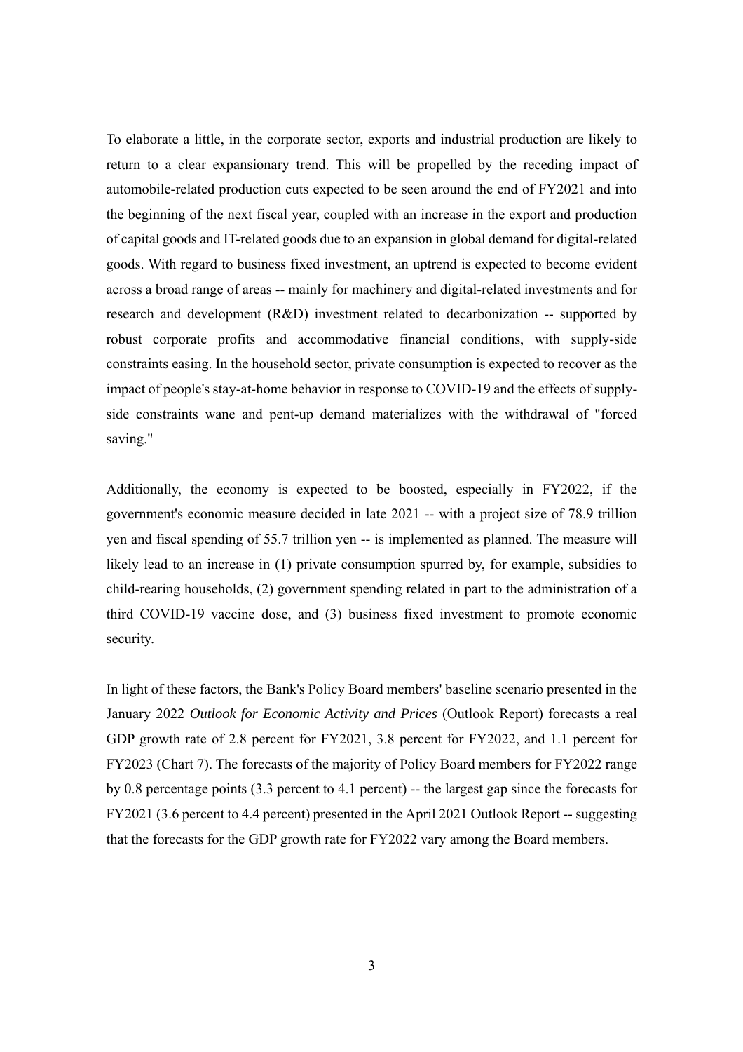To elaborate a little, in the corporate sector, exports and industrial production are likely to return to a clear expansionary trend. This will be propelled by the receding impact of automobile-related production cuts expected to be seen around the end of FY2021 and into the beginning of the next fiscal year, coupled with an increase in the export and production of capital goods and IT-related goods due to an expansion in global demand for digital-related goods. With regard to business fixed investment, an uptrend is expected to become evident across a broad range of areas -- mainly for machinery and digital-related investments and for research and development (R&D) investment related to decarbonization -- supported by robust corporate profits and accommodative financial conditions, with supply-side constraints easing. In the household sector, private consumption is expected to recover as the impact of people's stay-at-home behavior in response to COVID-19 and the effects of supply-side constraints wane and pent-up demand materializes with the withdrawal of "forced saving."

Additionally, the economy is expected to be boosted, especially in FY2022, if the government's economic measure decided in late 2021 -- with a project size of 78.9 trillion yen and fiscal spending of 55.7 trillion yen -- is implemented as planned. The measure will likely lead to an increase in (1) private consumption spurred by, for example, subsidies to child-rearing households, (2) government spending related in part to the administration of a third COVID-19 vaccine dose, and (3) business fixed investment to promote economic security.

In light of these factors, the Bank's Policy Board members' baseline scenario presented in the January 2022 *Outlook for Economic Activity and Prices* (Outlook Report) forecasts a real GDP growth rate of 2.8 percent for FY2021, 3.8 percent for FY2022, and 1.1 percent for FY2023 (Chart 7). The forecasts of the majority of Policy Board members for FY2022 range by 0.8 percentage points (3.3 percent to 4.1 percent) -- the largest gap since the forecasts for FY2021 (3.6 percent to 4.4 percent) presented in the April 2021 Outlook Report -- suggesting that the forecasts for the GDP growth rate for FY2022 vary among the Board members.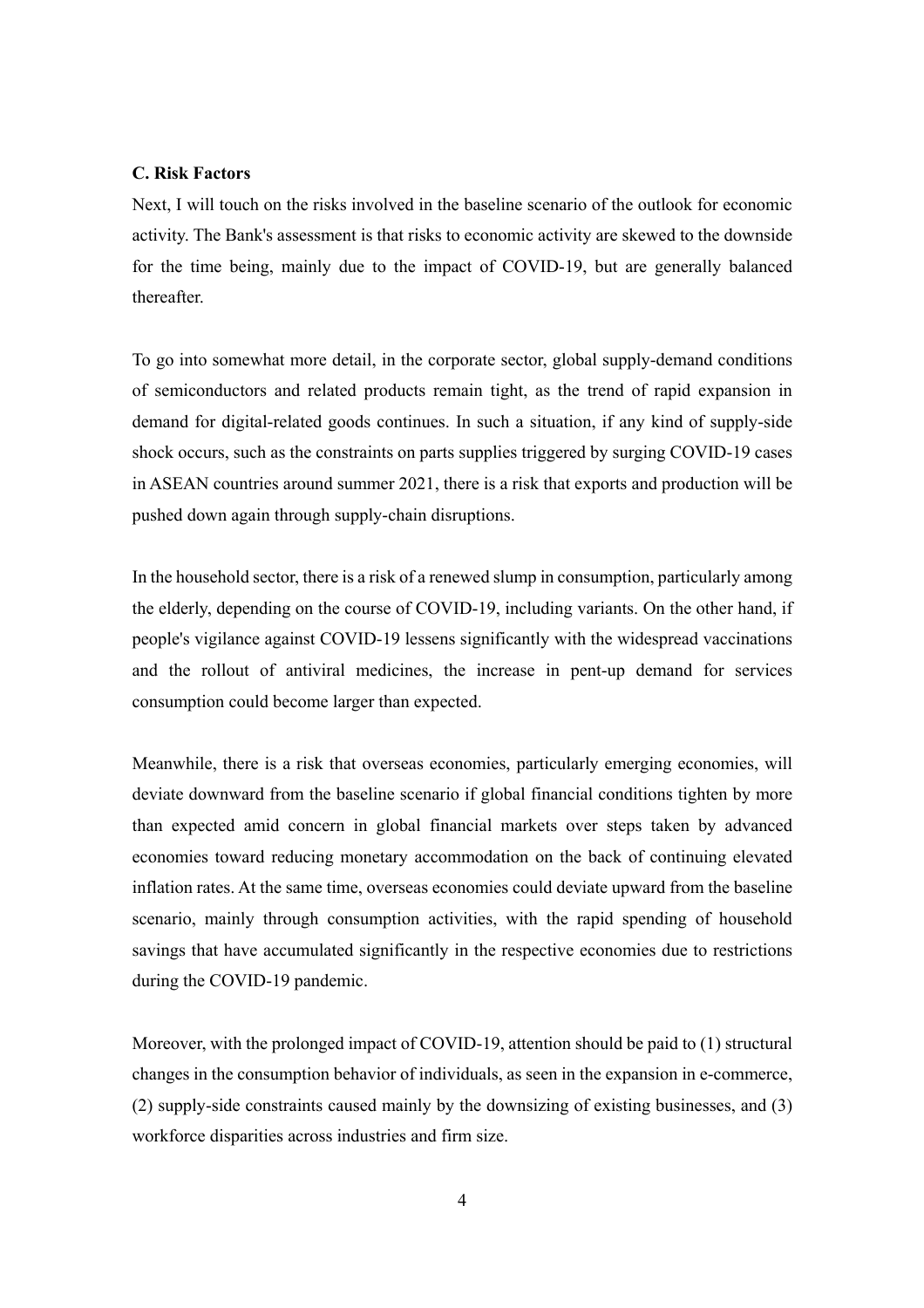### C. Risk Factors

Next, I will touch on the risks involved in the baseline scenario of the outlook for economic activity. The Bank's assessment is that risks to economic activity are skewed to the downside for the time being, mainly due to the impact of COVID-19, but are generally balanced thereafter.

To go into somewhat more detail, in the corporate sector, global supply-demand conditions of semiconductors and related products remain tight, as the trend of rapid expansion in demand for digital-related goods continues. In such a situation, if any kind of supply-side shock occurs, such as the constraints on parts supplies triggered by surging COVID-19 cases in ASEAN countries around summer 2021, there is a risk that exports and production will be pushed down again through supply-chain disruptions.

In the household sector, there is a risk of a renewed slump in consumption, particularly among the elderly, depending on the course of COVID-19, including variants. On the other hand, if people's vigilance against COVID-19 lessens significantly with the widespread vaccinations and the rollout of antiviral medicines, the increase in pent-up demand for services consumption could become larger than expected.

Meanwhile, there is a risk that overseas economies, particularly emerging economies, will deviate downward from the baseline scenario if global financial conditions tighten by more than expected amid concern in global financial markets over steps taken by advanced economies toward reducing monetary accommodation on the back of continuing elevated inflation rates. At the same time, overseas economies could deviate upward from the baseline scenario, mainly through consumption activities, with the rapid spending of household savings that have accumulated significantly in the respective economies due to restrictions during the COVID-19 pandemic.

Moreover, with the prolonged impact of COVID-19, attention should be paid to (1) structural changes in the consumption behavior of individuals, as seen in the expansion in e-commerce, (2) supply-side constraints caused mainly by the downsizing of existing businesses, and (3) workforce disparities across industries and firm size.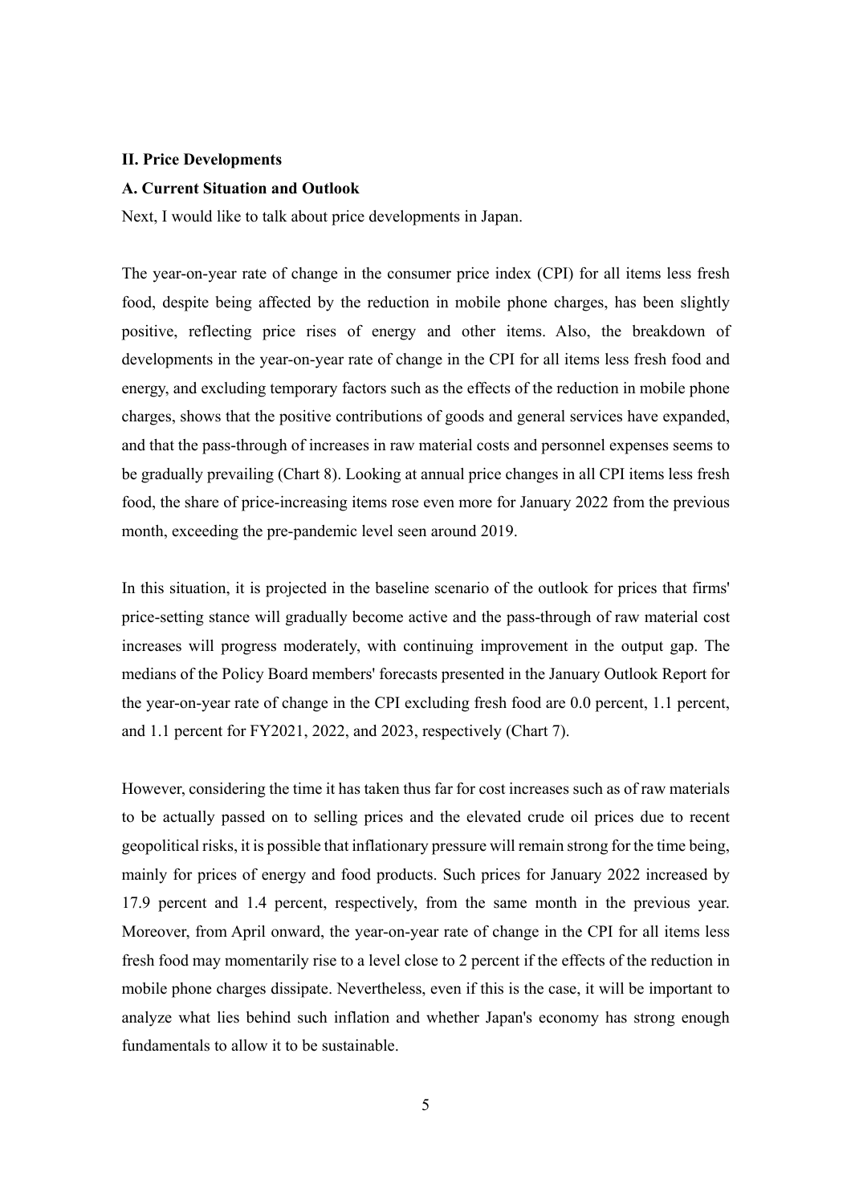## II. Price Developments

### A. Current Situation and Outlook

Next, I would like to talk about price developments in Japan.

The year-on-year rate of change in the consumer price index (CPI) for all items less fresh food, despite being affected by the reduction in mobile phone charges, has been slightly positive, reflecting price rises of energy and other items. Also, the breakdown of developments in the year-on-year rate of change in the CPI for all items less fresh food and energy, and excluding temporary factors such as the effects of the reduction in mobile phone charges, shows that the positive contributions of goods and general services have expanded, and that the pass-through of increases in raw material costs and personnel expenses seems to be gradually prevailing (Chart 8). Looking at annual price changes in all CPI items less fresh food, the share of price-increasing items rose even more for January 2022 from the previous month, exceeding the pre-pandemic level seen around 2019.

In this situation, it is projected in the baseline scenario of the outlook for prices that firms' price-setting stance will gradually become active and the pass-through of raw material cost increases will progress moderately, with continuing improvement in the output gap. The medians of the Policy Board members' forecasts presented in the January Outlook Report for the year-on-year rate of change in the CPI excluding fresh food are 0.0 percent, 1.1 percent, and 1.1 percent for FY2021, 2022, and 2023, respectively (Chart 7).

However, considering the time it has taken thus far for cost increases such as of raw materials to be actually passed on to selling prices and the elevated crude oil prices due to recent geopolitical risks, it is possible that inflationary pressure will remain strong for the time being, mainly for prices of energy and food products. Such prices for January 2022 increased by 17.9 percent and 1.4 percent, respectively, from the same month in the previous year. Moreover, from April onward, the year-on-year rate of change in the CPI for all items less fresh food may momentarily rise to a level close to 2 percent if the effects of the reduction in mobile phone charges dissipate. Nevertheless, even if this is the case, it will be important to analyze what lies behind such inflation and whether Japan's economy has strong enough fundamentals to allow it to be sustainable.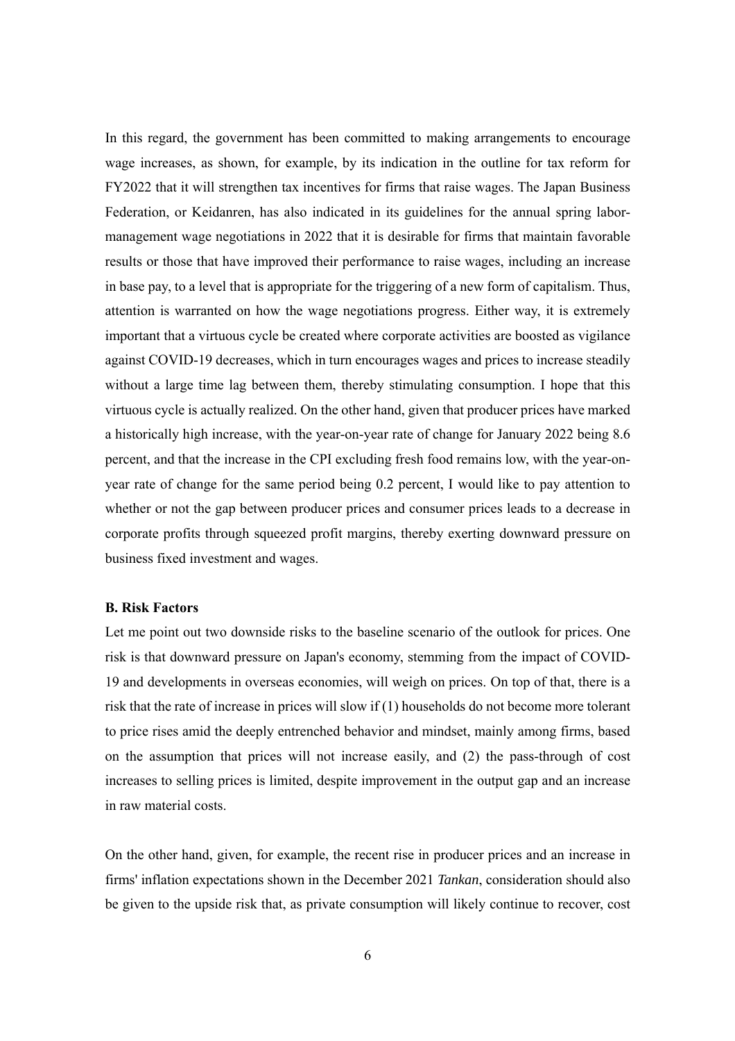In this regard, the government has been committed to making arrangements to encourage wage increases, as shown, for example, by its indication in the outline for tax reform for FY2022 that it will strengthen tax incentives for firms that raise wages. The Japan Business Federation, or Keidanren, has also indicated in its guidelines for the annual spring labor-management wage negotiations in 2022 that it is desirable for firms that maintain favorable results or those that have improved their performance to raise wages, including an increase in base pay, to a level that is appropriate for the triggering of a new form of capitalism. Thus, attention is warranted on how the wage negotiations progress. Either way, it is extremely important that a virtuous cycle be created where corporate activities are boosted as vigilance against COVID-19 decreases, which in turn encourages wages and prices to increase steadily without a large time lag between them, thereby stimulating consumption. I hope that this virtuous cycle is actually realized. On the other hand, given that producer prices have marked a historically high increase, with the year-on-year rate of change for January 2022 being 8.6 percent, and that the increase in the CPI excluding fresh food remains low, with the year-on-year rate of change for the same period being 0.2 percent, I would like to pay attention to whether or not the gap between producer prices and consumer prices leads to a decrease in corporate profits through squeezed profit margins, thereby exerting downward pressure on business fixed investment and wages.

**B. Risk Factors**

Let me point out two downside risks to the baseline scenario of the outlook for prices. One risk is that downward pressure on Japan's economy, stemming from the impact of COVID-19 and developments in overseas economies, will weigh on prices. On top of that, there is a risk that the rate of increase in prices will slow if (1) households do not become more tolerant to price rises amid the deeply entrenched behavior and mindset, mainly among firms, based on the assumption that prices will not increase easily, and (2) the pass-through of cost increases to selling prices is limited, despite improvement in the output gap and an increase in raw material costs.

On the other hand, given, for example, the recent rise in producer prices and an increase in firms' inflation expectations shown in the December 2021 *Tankan*, consideration should also be given to the upside risk that, as private consumption will likely continue to recover, cost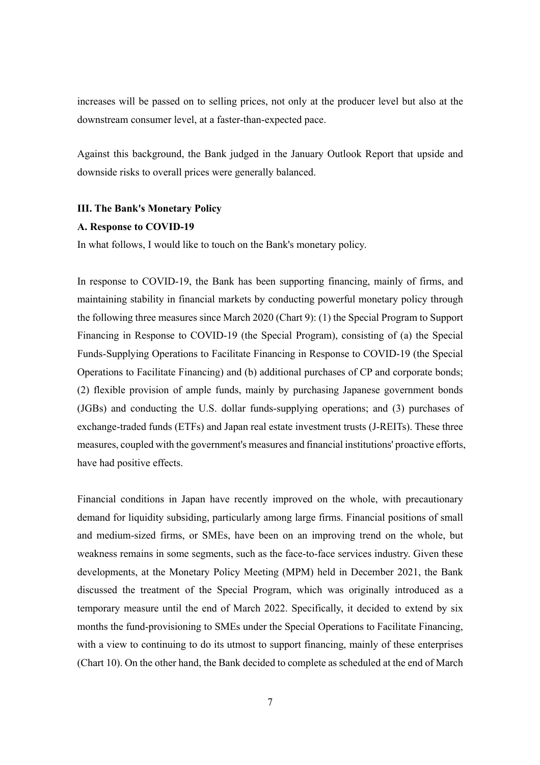increases will be passed on to selling prices, not only at the producer level but also at the downstream consumer level, at a faster-than-expected pace.

Against this background, the Bank judged in the January Outlook Report that upside and downside risks to overall prices were generally balanced.

## III. The Bank's Monetary Policy

### A. Response to COVID-19

In what follows, I would like to touch on the Bank's monetary policy.

In response to COVID-19, the Bank has been supporting financing, mainly of firms, and maintaining stability in financial markets by conducting powerful monetary policy through the following three measures since March 2020 (Chart 9): (1) the Special Program to Support Financing in Response to COVID-19 (the Special Program), consisting of (a) the Special Funds-Supplying Operations to Facilitate Financing in Response to COVID-19 (the Special Operations to Facilitate Financing) and (b) additional purchases of CP and corporate bonds; (2) flexible provision of ample funds, mainly by purchasing Japanese government bonds (JGBs) and conducting the U.S. dollar funds-supplying operations; and (3) purchases of exchange-traded funds (ETFs) and Japan real estate investment trusts (J-REITs). These three measures, coupled with the government's measures and financial institutions' proactive efforts, have had positive effects.

Financial conditions in Japan have recently improved on the whole, with precautionary demand for liquidity subsiding, particularly among large firms. Financial positions of small and medium-sized firms, or SMEs, have been on an improving trend on the whole, but weakness remains in some segments, such as the face-to-face services industry. Given these developments, at the Monetary Policy Meeting (MPM) held in December 2021, the Bank discussed the treatment of the Special Program, which was originally introduced as a temporary measure until the end of March 2022. Specifically, it decided to extend by six months the fund-provisioning to SMEs under the Special Operations to Facilitate Financing, with a view to continuing to do its utmost to support financing, mainly of these enterprises (Chart 10). On the other hand, the Bank decided to complete as scheduled at the end of March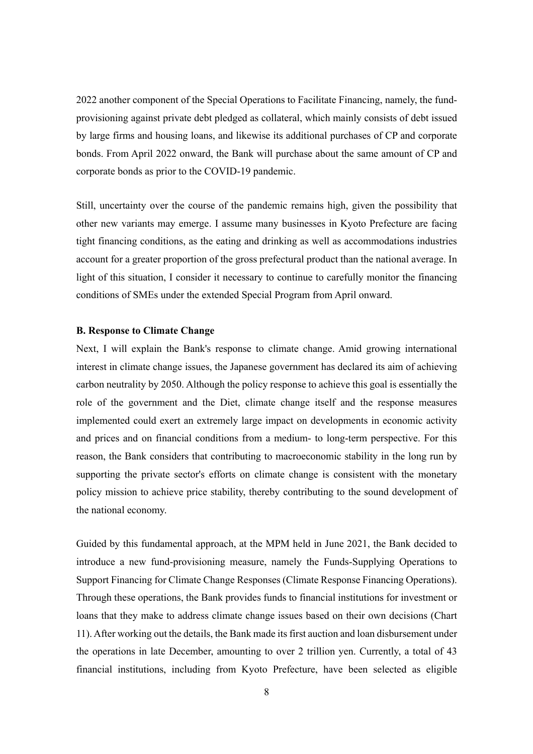2022 another component of the Special Operations to Facilitate Financing, namely, the fund-provisioning against private debt pledged as collateral, which mainly consists of debt issued by large firms and housing loans, and likewise its additional purchases of CP and corporate bonds. From April 2022 onward, the Bank will purchase about the same amount of CP and corporate bonds as prior to the COVID-19 pandemic.

Still, uncertainty over the course of the pandemic remains high, given the possibility that other new variants may emerge. I assume many businesses in Kyoto Prefecture are facing tight financing conditions, as the eating and drinking as well as accommodations industries account for a greater proportion of the gross prefectural product than the national average. In light of this situation, I consider it necessary to continue to carefully monitor the financing conditions of SMEs under the extended Special Program from April onward.

**B. Response to Climate Change**

Next, I will explain the Bank's response to climate change. Amid growing international interest in climate change issues, the Japanese government has declared its aim of achieving carbon neutrality by 2050. Although the policy response to achieve this goal is essentially the role of the government and the Diet, climate change itself and the response measures implemented could exert an extremely large impact on developments in economic activity and prices and on financial conditions from a medium- to long-term perspective. For this reason, the Bank considers that contributing to macroeconomic stability in the long run by supporting the private sector's efforts on climate change is consistent with the monetary policy mission to achieve price stability, thereby contributing to the sound development of the national economy.

Guided by this fundamental approach, at the MPM held in June 2021, the Bank decided to introduce a new fund-provisioning measure, namely the Funds-Supplying Operations to Support Financing for Climate Change Responses (Climate Response Financing Operations). Through these operations, the Bank provides funds to financial institutions for investment or loans that they make to address climate change issues based on their own decisions (Chart 11). After working out the details, the Bank made its first auction and loan disbursement under the operations in late December, amounting to over 2 trillion yen. Currently, a total of 43 financial institutions, including from Kyoto Prefecture, have been selected as eligible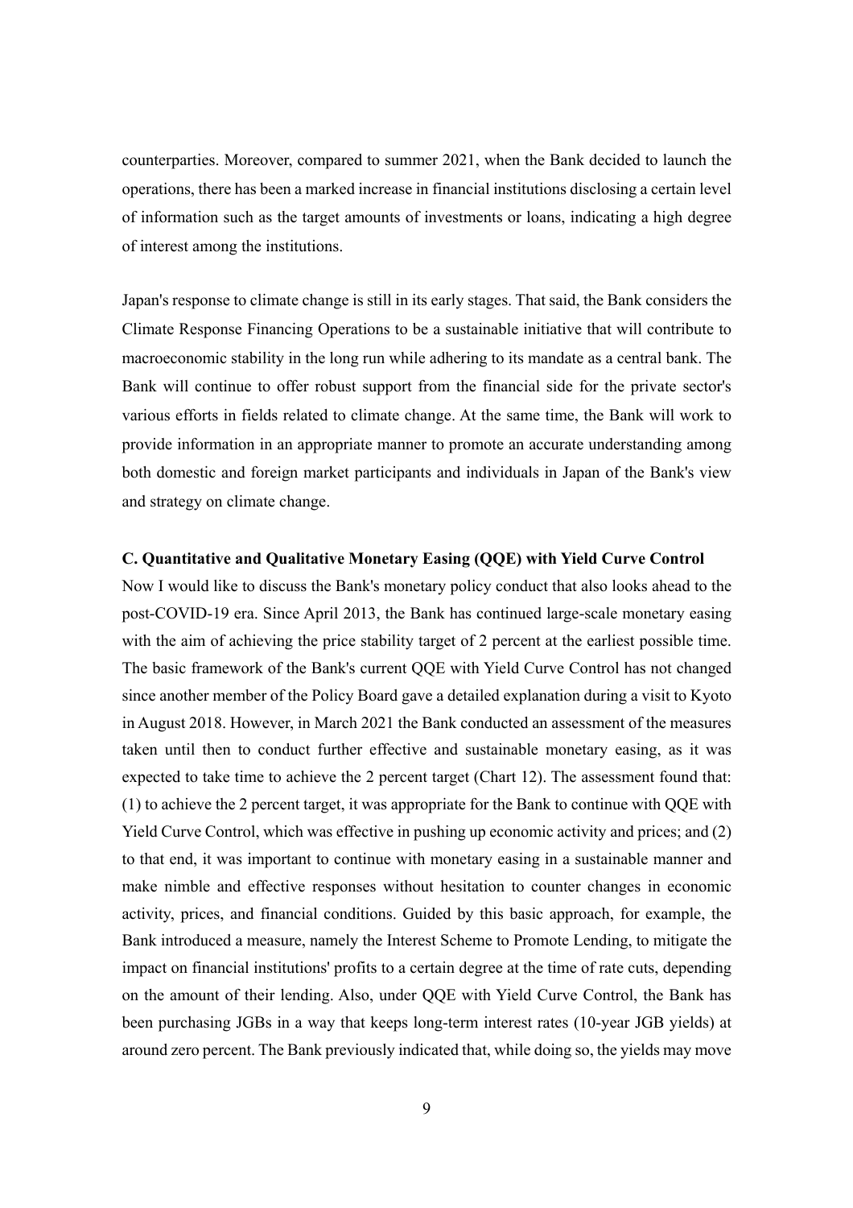counterparties. Moreover, compared to summer 2021, when the Bank decided to launch the operations, there has been a marked increase in financial institutions disclosing a certain level of information such as the target amounts of investments or loans, indicating a high degree of interest among the institutions.

Japan's response to climate change is still in its early stages. That said, the Bank considers the Climate Response Financing Operations to be a sustainable initiative that will contribute to macroeconomic stability in the long run while adhering to its mandate as a central bank. The Bank will continue to offer robust support from the financial side for the private sector's various efforts in fields related to climate change. At the same time, the Bank will work to provide information in an appropriate manner to promote an accurate understanding among both domestic and foreign market participants and individuals in Japan of the Bank's view and strategy on climate change.

### C. Quantitative and Qualitative Monetary Easing (QQE) with Yield Curve Control

Now I would like to discuss the Bank's monetary policy conduct that also looks ahead to the post-COVID-19 era. Since April 2013, the Bank has continued large-scale monetary easing with the aim of achieving the price stability target of 2 percent at the earliest possible time. The basic framework of the Bank's current QQE with Yield Curve Control has not changed since another member of the Policy Board gave a detailed explanation during a visit to Kyoto in August 2018. However, in March 2021 the Bank conducted an assessment of the measures taken until then to conduct further effective and sustainable monetary easing, as it was expected to take time to achieve the 2 percent target (Chart 12). The assessment found that: (1) to achieve the 2 percent target, it was appropriate for the Bank to continue with QQE with Yield Curve Control, which was effective in pushing up economic activity and prices; and (2) to that end, it was important to continue with monetary easing in a sustainable manner and make nimble and effective responses without hesitation to counter changes in economic activity, prices, and financial conditions. Guided by this basic approach, for example, the Bank introduced a measure, namely the Interest Scheme to Promote Lending, to mitigate the impact on financial institutions' profits to a certain degree at the time of rate cuts, depending on the amount of their lending. Also, under QQE with Yield Curve Control, the Bank has been purchasing JGBs in a way that keeps long-term interest rates (10-year JGB yields) at around zero percent. The Bank previously indicated that, while doing so, the yields may move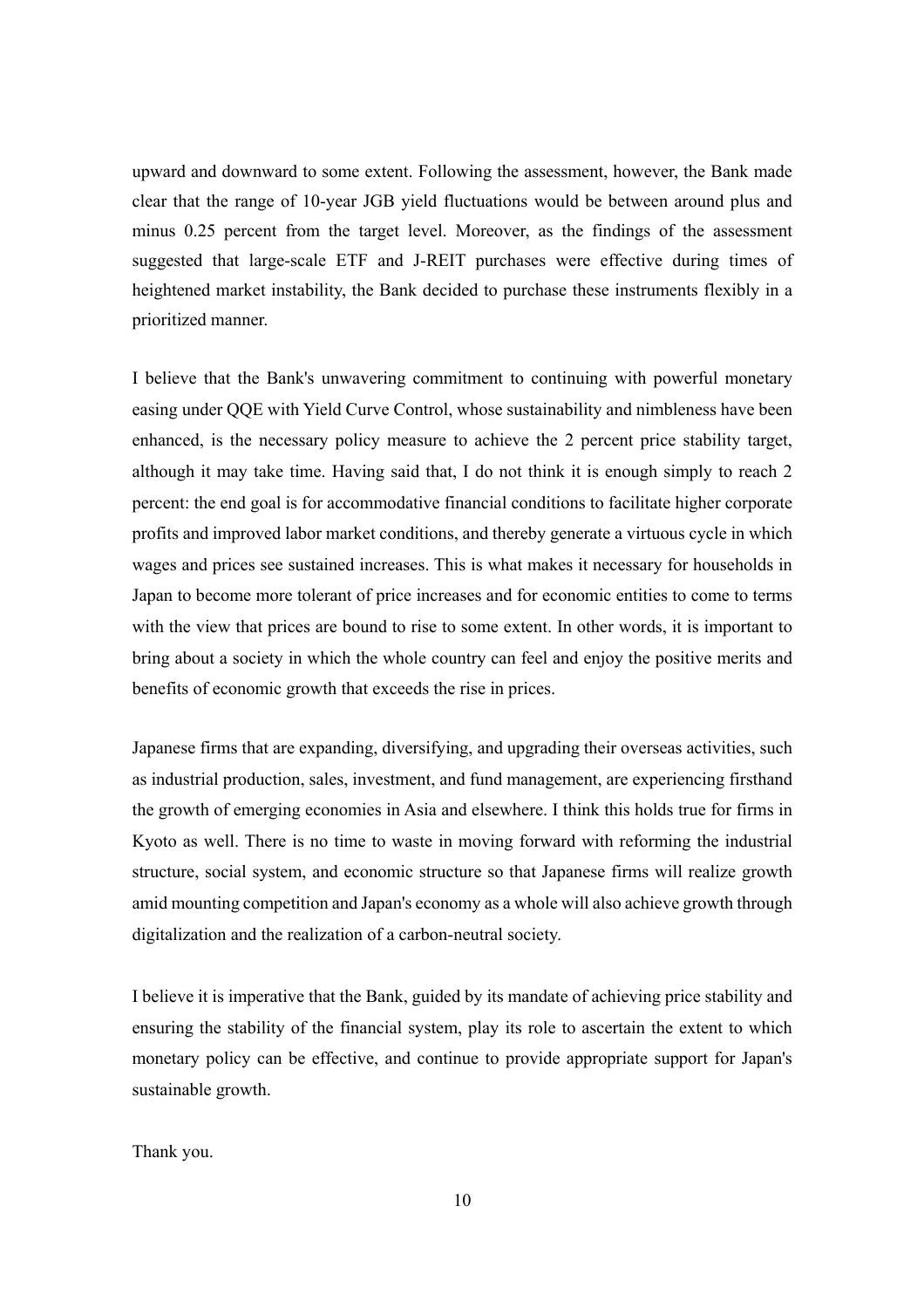upward and downward to some extent. Following the assessment, however, the Bank made clear that the range of 10-year JGB yield fluctuations would be between around plus and minus 0.25 percent from the target level. Moreover, as the findings of the assessment suggested that large-scale ETF and J-REIT purchases were effective during times of heightened market instability, the Bank decided to purchase these instruments flexibly in a prioritized manner.

I believe that the Bank's unwavering commitment to continuing with powerful monetary easing under QQE with Yield Curve Control, whose sustainability and nimbleness have been enhanced, is the necessary policy measure to achieve the 2 percent price stability target, although it may take time. Having said that, I do not think it is enough simply to reach 2 percent: the end goal is for accommodative financial conditions to facilitate higher corporate profits and improved labor market conditions, and thereby generate a virtuous cycle in which wages and prices see sustained increases. This is what makes it necessary for households in Japan to become more tolerant of price increases and for economic entities to come to terms with the view that prices are bound to rise to some extent. In other words, it is important to bring about a society in which the whole country can feel and enjoy the positive merits and benefits of economic growth that exceeds the rise in prices.

Japanese firms that are expanding, diversifying, and upgrading their overseas activities, such as industrial production, sales, investment, and fund management, are experiencing firsthand the growth of emerging economies in Asia and elsewhere. I think this holds true for firms in Kyoto as well. There is no time to waste in moving forward with reforming the industrial structure, social system, and economic structure so that Japanese firms will realize growth amid mounting competition and Japan's economy as a whole will also achieve growth through digitalization and the realization of a carbon-neutral society.

I believe it is imperative that the Bank, guided by its mandate of achieving price stability and ensuring the stability of the financial system, play its role to ascertain the extent to which monetary policy can be effective, and continue to provide appropriate support for Japan's sustainable growth.

Thank you.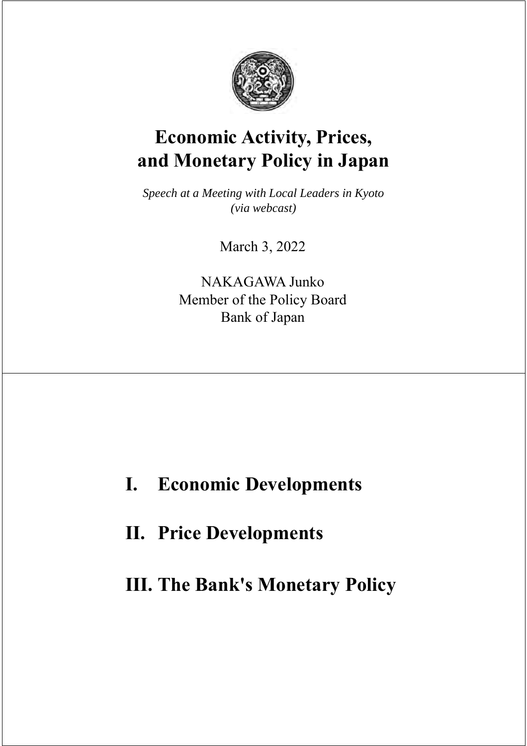# Economic Activity, Prices, and Monetary Policy in Japan

*Speech at a Meeting with Local Leaders in Kyoto (via webcast)*

March 3, 2022

NAKAGAWA Junko
Member of the Policy Board
Bank of Japan

---

## I. Economic Developments

## II. Price Developments

## III. The Bank's Monetary Policy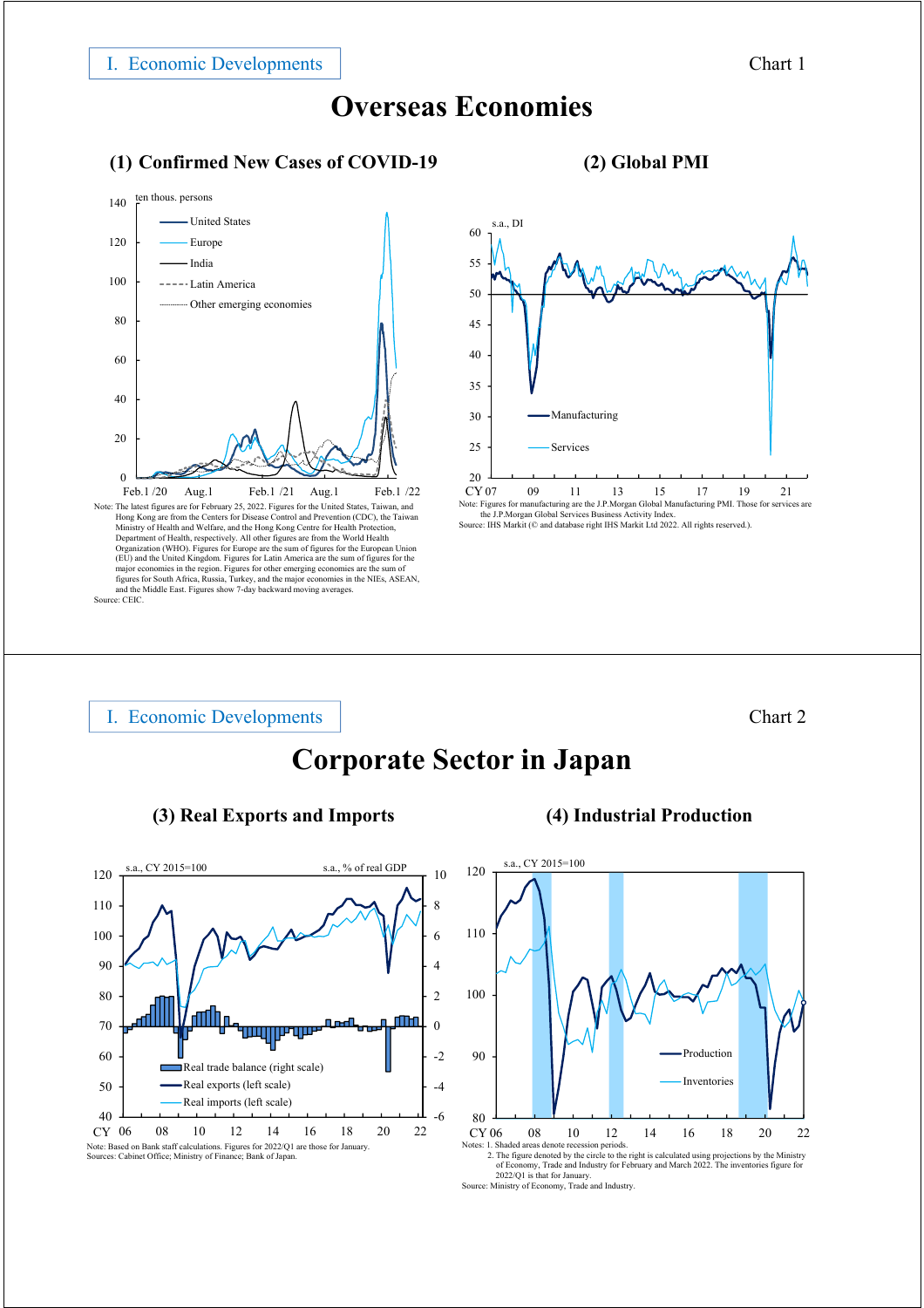I. Economic Developments

Chart 1

# Overseas Economies

### (1) Confirmed New Cases of COVID-19

ten thous. persons

United States, Europe, India, Latin America, Other emerging economies

Note: The latest figures are for February 25, 2022. Figures for the United States, Taiwan, and Hong Kong are from the Centers for Disease Control and Prevention (CDC), the Taiwan Ministry of Health and Welfare, and the Hong Kong Centre for Health Protection, Department of Health, respectively. All other figures are from the World Health Organization (WHO). Figures for Europe are the sum of figures for the European Union (EU) and the United Kingdom. Figures for Latin America are the sum of figures for the major economies in the region. Figures for other emerging economies are the sum of figures for South Africa, Russia, Turkey, and the major economies in the NIEs, ASEAN, and the Middle East. Figures show 7-day backward moving averages.
Source: CEIC.

### (2) Global PMI

s.a., DI

Manufacturing, Services

Note: Figures for manufacturing are the J.P.Morgan Global Manufacturing PMI. Those for services are the J.P.Morgan Global Services Business Activity Index.
Source: IHS Markit (© and database right IHS Markit Ltd 2022. All rights reserved.).

I. Economic Developments

Chart 2

# Corporate Sector in Japan

### (3) Real Exports and Imports

s.a., CY 2015=100; s.a., % of real GDP

Real trade balance (right scale), Real exports (left scale), Real imports (left scale)

Note: Based on Bank staff calculations. Figures for 2022/Q1 are those for January.
Sources: Cabinet Office; Ministry of Finance; Bank of Japan.

### (4) Industrial Production

s.a., CY 2015=100

Production, Inventories

Notes: 1. Shaded areas denote recession periods.
2. The figure denoted by the circle to the right is calculated using projections by the Ministry of Economy, Trade and Industry for February and March 2022. The inventories figure for 2022/Q1 is that for January.
Source: Ministry of Economy, Trade and Industry.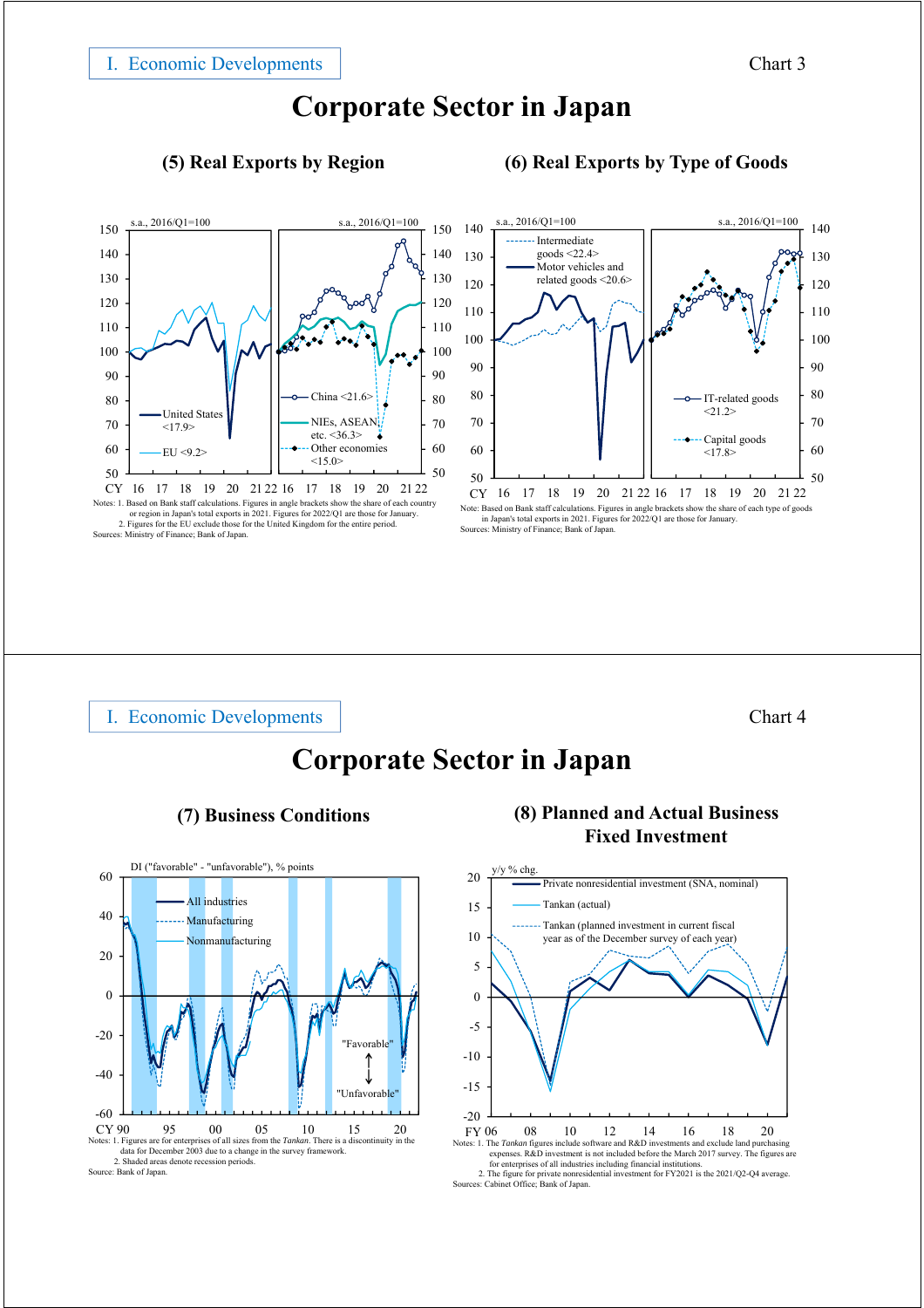I. Economic Developments

Chart 3

# Corporate Sector in Japan

### (5) Real Exports by Region

s.a., 2016/Q1=100

United States <17.9>

EU <9.2>

China <21.6>

NIEs, ASEAN, etc. <36.3>

Other economies <15.0>

CY 16 17 18 19 20 21 22 16 17 18 19 20 21 22

Notes: 1. Based on Bank staff calculations. Figures in angle brackets show the share of each country or region in Japan's total exports in 2021. Figures for 2022/Q1 are those for January.
2. Figures for the EU exclude those for the United Kingdom for the entire period.
Sources: Ministry of Finance; Bank of Japan.

### (6) Real Exports by Type of Goods

s.a., 2016/Q1=100

Intermediate goods <22.4>

Motor vehicles and related goods <20.6>

IT-related goods <21.2>

Capital goods <17.8>

CY 16 17 18 19 20 21 22 16 17 18 19 20 21 22

Note: Based on Bank staff calculations. Figures in angle brackets show the share of each type of goods in Japan's total exports in 2021. Figures for 2022/Q1 are those for January.
Sources: Ministry of Finance; Bank of Japan.

I. Economic Developments

Chart 4

# Corporate Sector in Japan

### (7) Business Conditions

DI ("favorable" - "unfavorable"), % points

All industries

Manufacturing

Nonmanufacturing

"Favorable"

"Unfavorable"

CY 90 95 00 05 10 15 20

Notes: 1. Figures are for enterprises of all sizes from the *Tankan*. There is a discontinuity in the data for December 2003 due to a change in the survey framework.
2. Shaded areas denote recession periods.
Source: Bank of Japan.

### (8) Planned and Actual Business Fixed Investment

y/y % chg.

Private nonresidential investment (SNA, nominal)

Tankan (actual)

Tankan (planned investment in current fiscal year as of the December survey of each year)

FY 06 08 10 12 14 16 18 20

Notes: 1. The *Tankan* figures include software and R&D investments and exclude land purchasing expenses. R&D investment is not included before the March 2017 survey. The figures are for enterprises of all industries including financial institutions.
2. The figure for private nonresidential investment for FY2021 is the 2021/Q2-Q4 average.
Sources: Cabinet Office; Bank of Japan.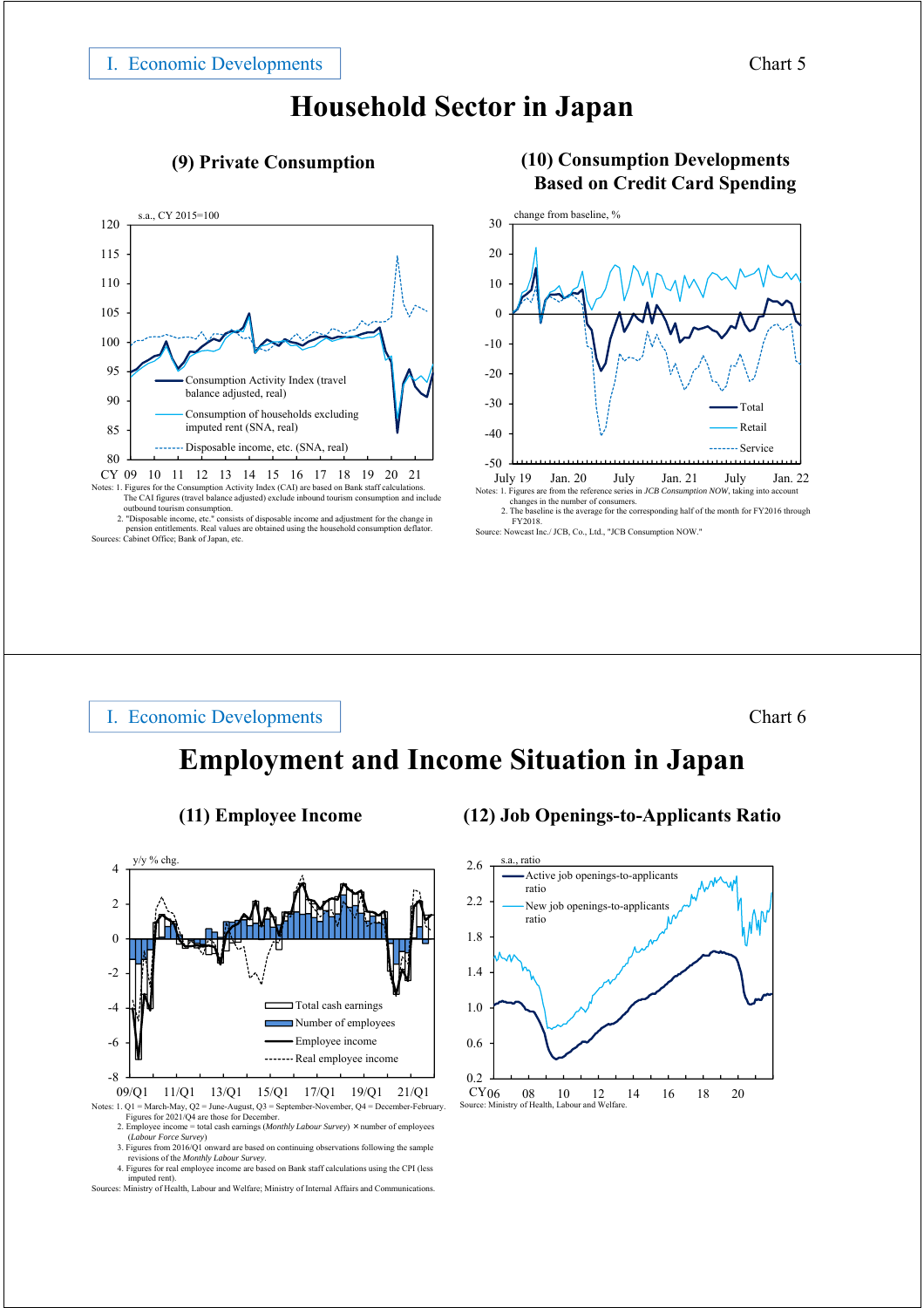I. Economic Developments

Chart 5

# Household Sector in Japan

### (9) Private Consumption

s.a., CY 2015=100

- Consumption Activity Index (travel balance adjusted, real)
- Consumption of households excluding imputed rent (SNA, real)
- Disposable income, etc. (SNA, real)

Notes: 1. Figures for the Consumption Activity Index (CAI) are based on Bank staff calculations. The CAI figures (travel balance adjusted) exclude inbound tourism consumption and include outbound tourism consumption.
2. "Disposable income, etc." consists of disposable income and adjustment for the change in pension entitlements. Real values are obtained using the household consumption deflator.

Sources: Cabinet Office; Bank of Japan, etc.

### (10) Consumption Developments Based on Credit Card Spending

change from baseline, %

- Total
- Retail
- Service

Notes: 1. Figures are from the reference series in *JCB Consumption NOW*, taking into account changes in the number of consumers.
2. The baseline is the average for the corresponding half of the month for FY2016 through FY2018.

Source: Nowcast Inc./ JCB, Co., Ltd., "JCB Consumption NOW."

I. Economic Developments

Chart 6

# Employment and Income Situation in Japan

### (11) Employee Income

y/y % chg.

- Total cash earnings
- Number of employees
- Employee income
- Real employee income

Notes: 1. Q1 = March-May, Q2 = June-August, Q3 = September-November, Q4 = December-February. Figures for 2021/Q4 are those for December.
2. Employee income = total cash earnings (*Monthly Labour Survey*) × number of employees (*Labour Force Survey*)
3. Figures from 2016/Q1 onward are based on continuing observations following the sample revisions of the *Monthly Labour Survey*.
4. Figures for real employee income are based on Bank staff calculations using the CPI (less imputed rent).

Sources: Ministry of Health, Labour and Welfare; Ministry of Internal Affairs and Communications.

### (12) Job Openings-to-Applicants Ratio

s.a., ratio

- Active job openings-to-applicants ratio
- New job openings-to-applicants ratio

Source: Ministry of Health, Labour and Welfare.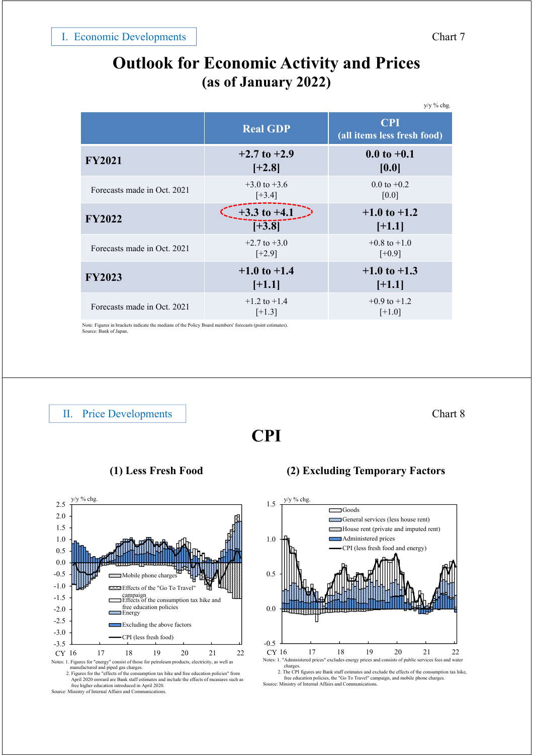I. Economic Developments

Chart 7

# Outlook for Economic Activity and Prices
## (as of January 2022)

y/y % chg.

| | Real GDP | CPI (all items less fresh food) |
|---|---|---|
| **FY2021** | **+2.7 to +2.9 [+2.8]** | **0.0 to +0.1 [0.0]** |
| Forecasts made in Oct. 2021 | +3.0 to +3.6 [+3.4] | 0.0 to +0.2 [0.0] |
| **FY2022** | **+3.3 to +4.1 [+3.8]** | **+1.0 to +1.2 [+1.1]** |
| Forecasts made in Oct. 2021 | +2.7 to +3.0 [+2.9] | +0.8 to +1.0 [+0.9] |
| **FY2023** | **+1.0 to +1.4 [+1.1]** | **+1.0 to +1.3 [+1.1]** |
| Forecasts made in Oct. 2021 | +1.2 to +1.4 [+1.3] | +0.9 to +1.2 [+1.0] |

Note: Figures in brackets indicate the medians of the Policy Board members' forecasts (point estimates).
Source: Bank of Japan.

II. Price Developments

Chart 8

# CPI

### (1) Less Fresh Food

y/y % chg.

Legend: Mobile phone charges; Effects of the "Go To Travel" campaign; Effects of the consumption tax hike and free education policies; Energy; Excluding the above factors; CPI (less fresh food)

CY 16, 17, 18, 19, 20, 21, 22

Notes: 1. Figures for "energy" consist of those for petroleum products, electricity, as well as manufactured and piped gas charges.
2. Figures for the "effects of the consumption tax hike and free education policies" from April 2020 onward are Bank staff estimates and include the effects of measures such as free higher education introduced in April 2020.
Source: Ministry of Internal Affairs and Communications.

### (2) Excluding Temporary Factors

y/y % chg.

Legend: Goods; General services (less house rent); House rent (private and imputed rent); Administered prices; CPI (less fresh food and energy)

CY 16, 17, 18, 19, 20, 21, 22

Notes: 1. "Administered prices" excludes energy prices and consists of public services fees and water charges.
2. The CPI figures are Bank staff estimates and exclude the effects of the consumption tax hike, free education policies, the "Go To Travel" campaign, and mobile phone charges.
Source: Ministry of Internal Affairs and Communications.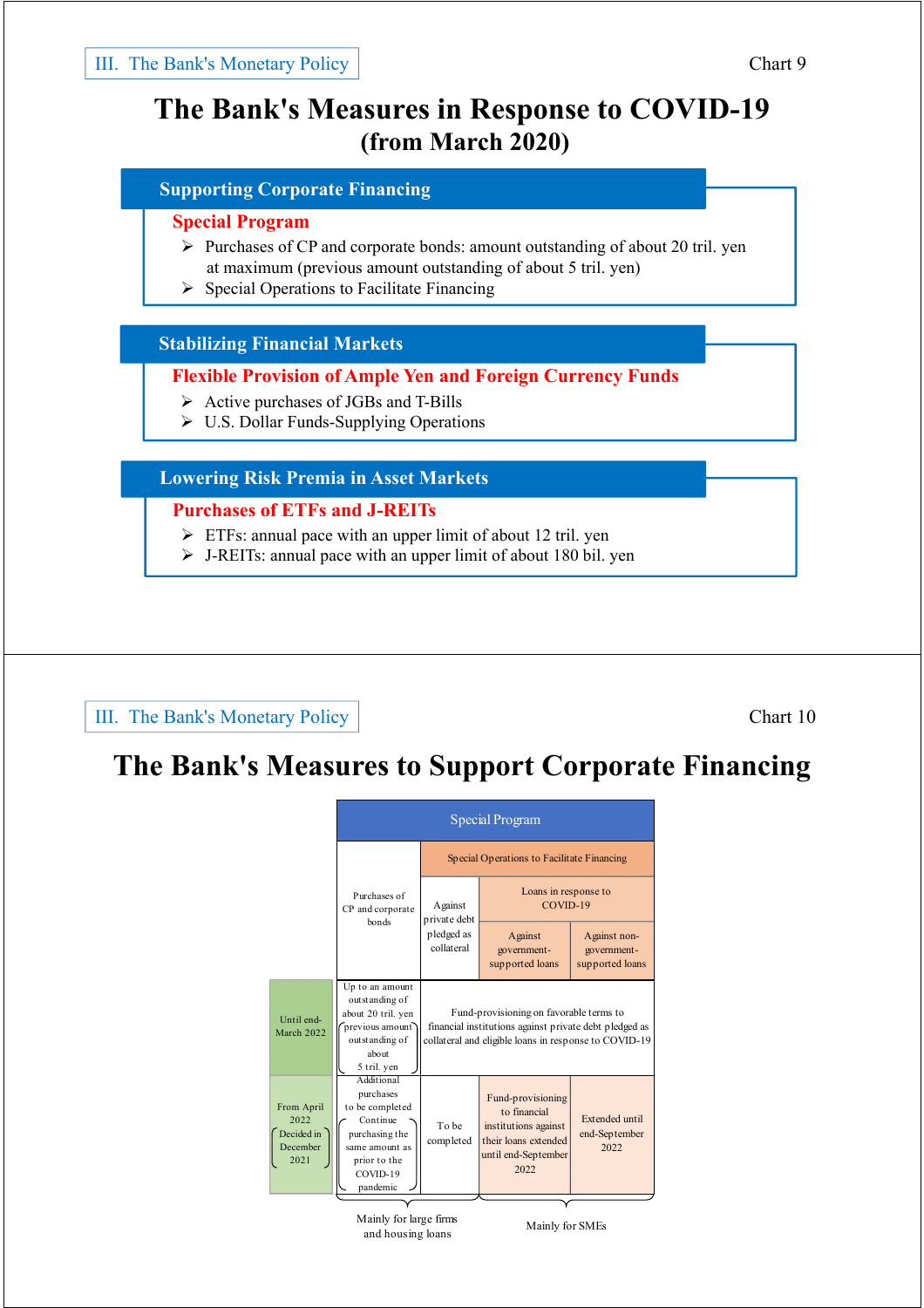III. The Bank's Monetary Policy

Chart 9

# The Bank's Measures in Response to COVID-19 (from March 2020)

## Supporting Corporate Financing

### Special Program

- Purchases of CP and corporate bonds: amount outstanding of about 20 tril. yen at maximum (previous amount outstanding of about 5 tril. yen)
- Special Operations to Facilitate Financing

## Stabilizing Financial Markets

### Flexible Provision of Ample Yen and Foreign Currency Funds

- Active purchases of JGBs and T-Bills
- U.S. Dollar Funds-Supplying Operations

## Lowering Risk Premia in Asset Markets

### Purchases of ETFs and J-REITs

- ETFs: annual pace with an upper limit of about 12 tril. yen
- J-REITs: annual pace with an upper limit of about 180 bil. yen

III. The Bank's Monetary Policy

Chart 10

# The Bank's Measures to Support Corporate Financing

| | Special Program | | | |
|---|---|---|---|---|
| | Purchases of CP and corporate bonds | Special Operations to Facilitate Financing | | |
| | | Against private debt pledged as collateral | Loans in response to COVID-19 | |
| | | | Against government-supported loans | Against non-government-supported loans |
| Until end-March 2022 | Up to an amount outstanding of about 20 tril. yen (previous amount outstanding of about 5 tril. yen) | Fund-provisioning on favorable terms to financial institutions against private debt pledged as collateral and eligible loans in response to COVID-19 | | |
| From April 2022 (Decided in December 2021) | Additional purchases to be completed (Continue purchasing the same amount as prior to the COVID-19 pandemic) | To be completed | Fund-provisioning to financial institutions against their loans extended until end-September 2022 | Extended until end-September 2022 |
| | Mainly for large firms and housing loans | | Mainly for SMEs | |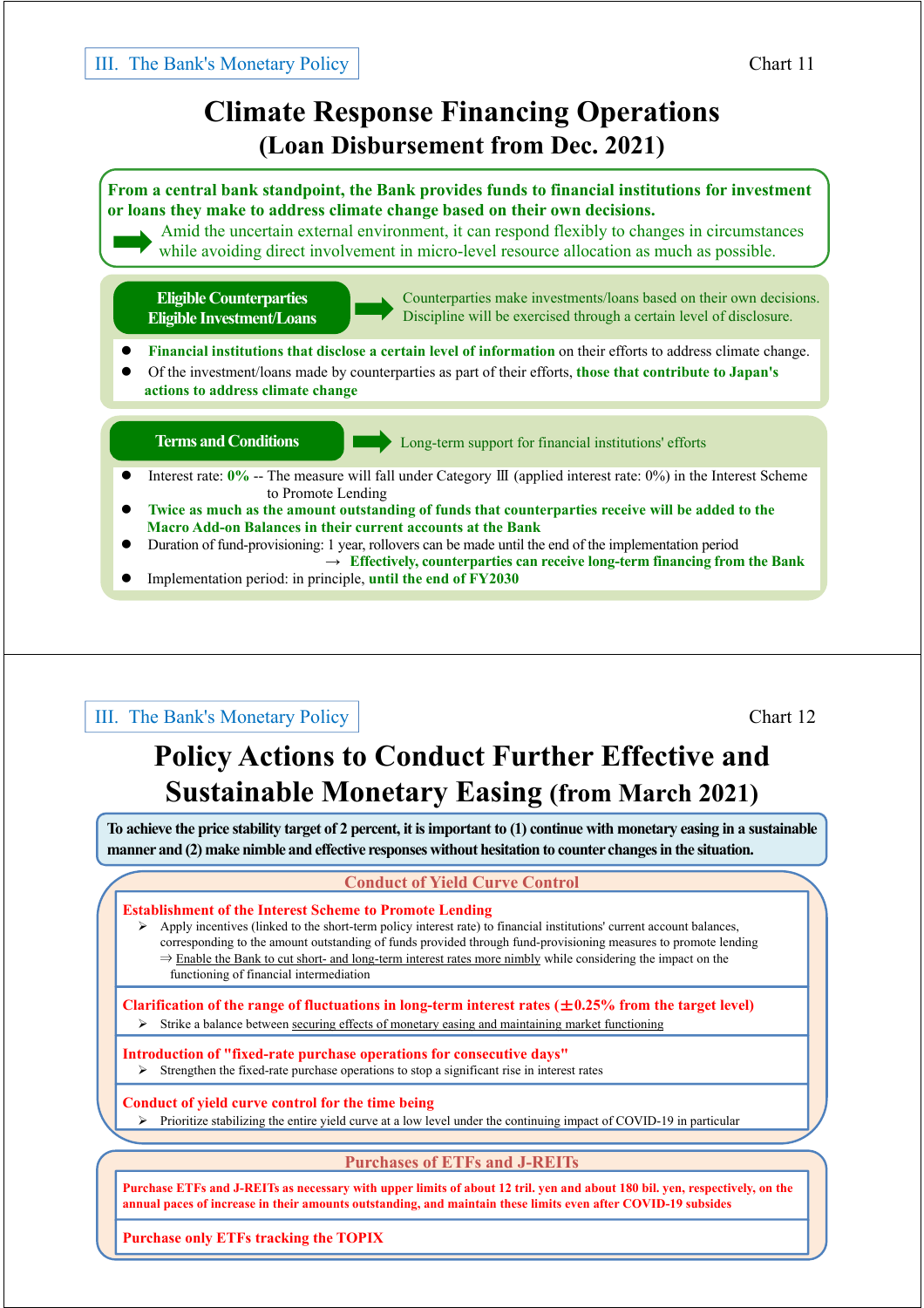III. The Bank's Monetary Policy

Chart 11

# Climate Response Financing Operations
## (Loan Disbursement from Dec. 2021)

**From a central bank standpoint, the Bank provides funds to financial institutions for investment or loans they make to address climate change based on their own decisions.**

➡ Amid the uncertain external environment, it can respond flexibly to changes in circumstances while avoiding direct involvement in micro-level resource allocation as much as possible.

**Eligible Counterparties / Eligible Investment/Loans** ➡ Counterparties make investments/loans based on their own decisions. Discipline will be exercised through a certain level of disclosure.

- **Financial institutions that disclose a certain level of information** on their efforts to address climate change.
- Of the investment/loans made by counterparties as part of their efforts, **those that contribute to Japan's actions to address climate change**

**Terms and Conditions** ➡ Long-term support for financial institutions' efforts

- Interest rate: **0%** -- The measure will fall under Category Ⅲ (applied interest rate: 0%) in the Interest Scheme to Promote Lending
- **Twice as much as the amount outstanding of funds that counterparties receive will be added to the Macro Add-on Balances in their current accounts at the Bank**
- Duration of fund-provisioning: 1 year, rollovers can be made until the end of the implementation period
  → **Effectively, counterparties can receive long-term financing from the Bank**
- Implementation period: in principle, **until the end of FY2030**

III. The Bank's Monetary Policy

Chart 12

# Policy Actions to Conduct Further Effective and Sustainable Monetary Easing (from March 2021)

**To achieve the price stability target of 2 percent, it is important to (1) continue with monetary easing in a sustainable manner and (2) make nimble and effective responses without hesitation to counter changes in the situation.**

### Conduct of Yield Curve Control

**Establishment of the Interest Scheme to Promote Lending**
- Apply incentives (linked to the short-term policy interest rate) to financial institutions' current account balances, corresponding to the amount outstanding of funds provided through fund-provisioning measures to promote lending
  ⇒ Enable the Bank to cut short- and long-term interest rates more nimbly while considering the impact on the functioning of financial intermediation

**Clarification of the range of fluctuations in long-term interest rates (±0.25% from the target level)**
- Strike a balance between securing effects of monetary easing and maintaining market functioning

**Introduction of "fixed-rate purchase operations for consecutive days"**
- Strengthen the fixed-rate purchase operations to stop a significant rise in interest rates

**Conduct of yield curve control for the time being**
- Prioritize stabilizing the entire yield curve at a low level under the continuing impact of COVID-19 in particular

### Purchases of ETFs and J-REITs

**Purchase ETFs and J-REITs as necessary with upper limits of about 12 tril. yen and about 180 bil. yen, respectively, on the annual paces of increase in their amounts outstanding, and maintain these limits even after COVID-19 subsides**

**Purchase only ETFs tracking the TOPIX**